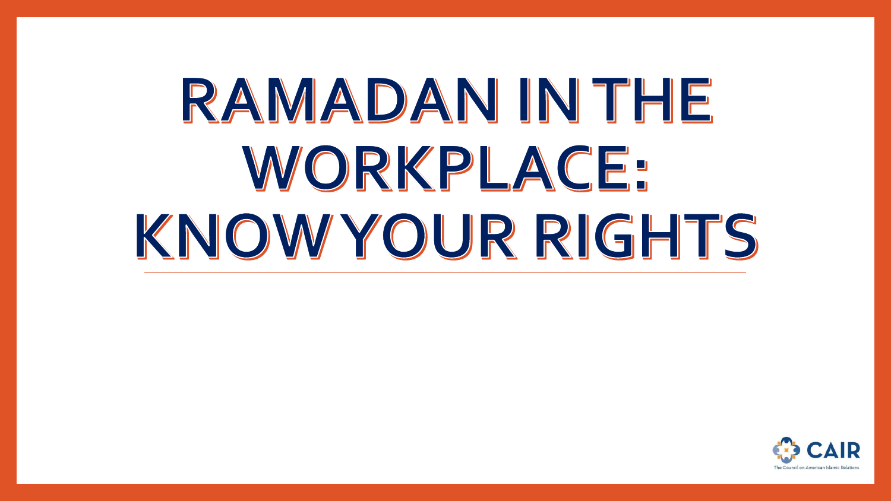# RAMADAN IN THE WORKPLACE: KNOW YOUR RIGHTS

CAIR
The Council on American Islamic Relations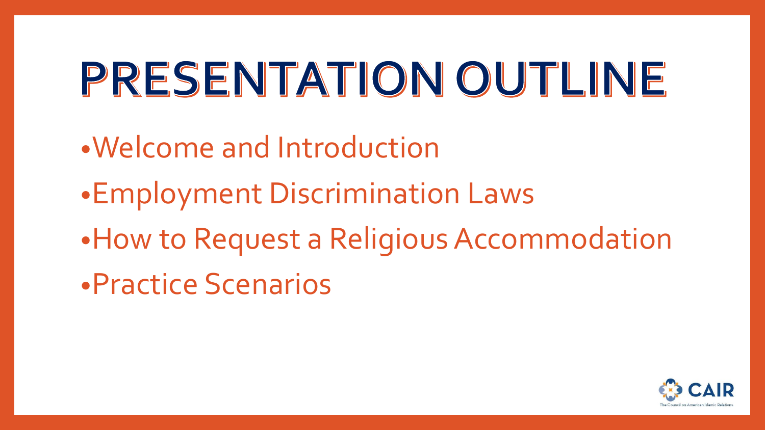# PRESENTATION OUTLINE

- Welcome and Introduction
- Employment Discrimination Laws
- How to Request a Religious Accommodation
- Practice Scenarios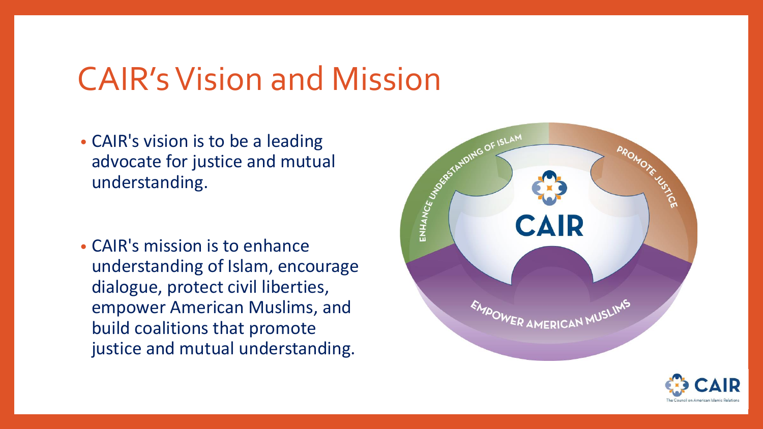# CAIR's Vision and Mission

- CAIR's vision is to be a leading advocate for justice and mutual understanding.

- CAIR's mission is to enhance understanding of Islam, encourage dialogue, protect civil liberties, empower American Muslims, and build coalitions that promote justice and mutual understanding.

ENHANCE UNDERSTANDING OF ISLAM

PROMOTE JUSTICE

CAIR

EMPOWER AMERICAN MUSLIMS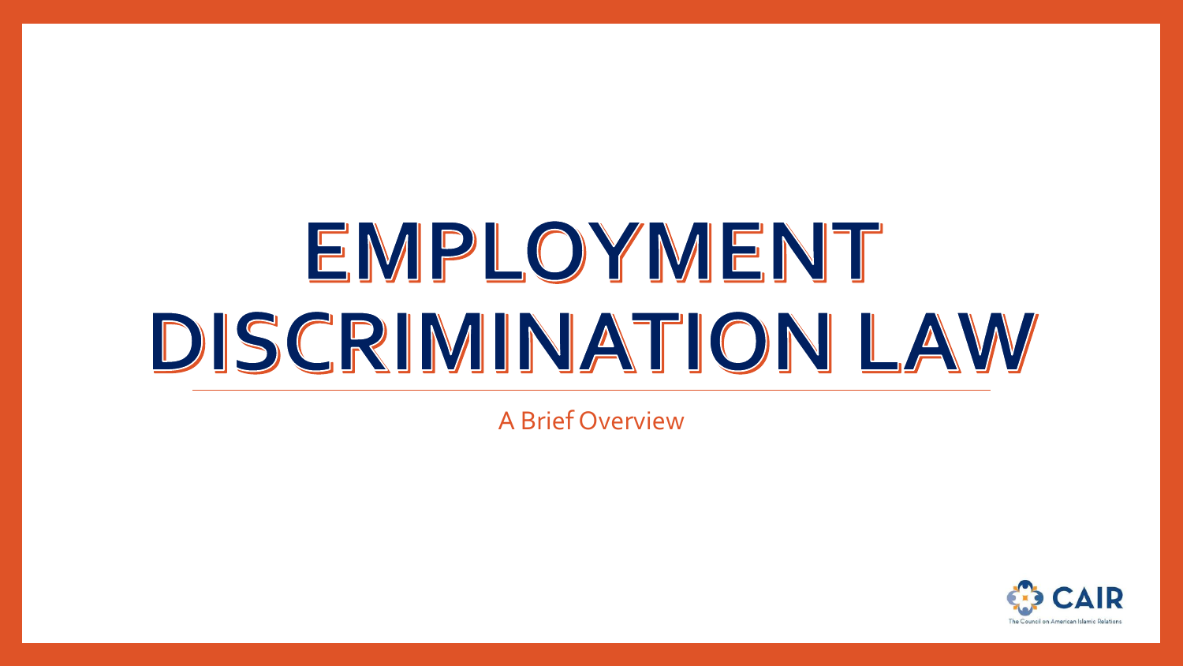# EMPLOYMENT DISCRIMINATION LAW

A Brief Overview

CAIR

The Council on American Islamic Relations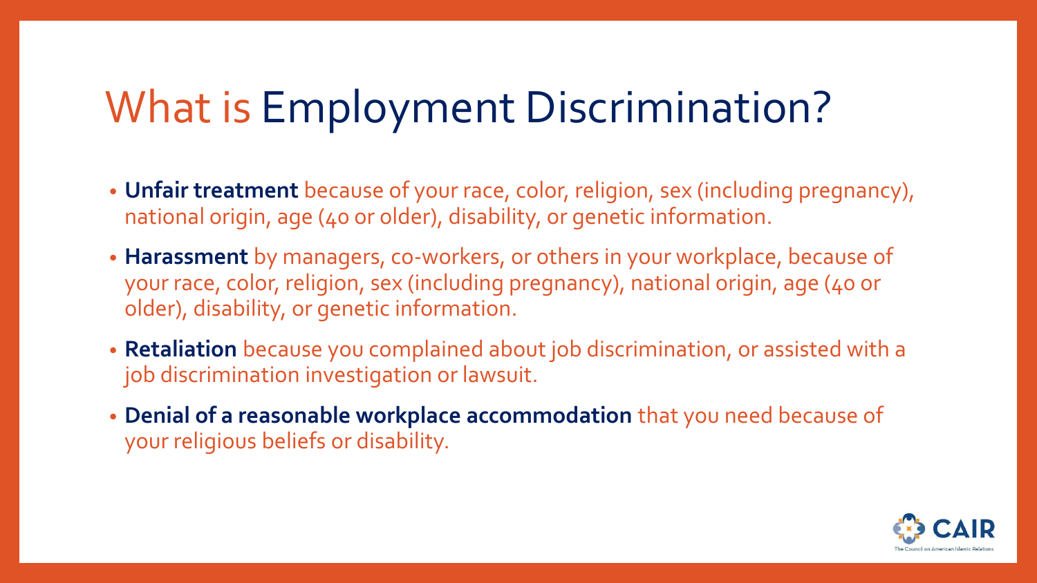# What is Employment Discrimination?

- **Unfair treatment** because of your race, color, religion, sex (including pregnancy), national origin, age (40 or older), disability, or genetic information.
- **Harassment** by managers, co-workers, or others in your workplace, because of your race, color, religion, sex (including pregnancy), national origin, age (40 or older), disability, or genetic information.
- **Retaliation** because you complained about job discrimination, or assisted with a job discrimination investigation or lawsuit.
- **Denial of a reasonable workplace accommodation** that you need because of your religious beliefs or disability.

CAIR
The Council on American Islamic Relations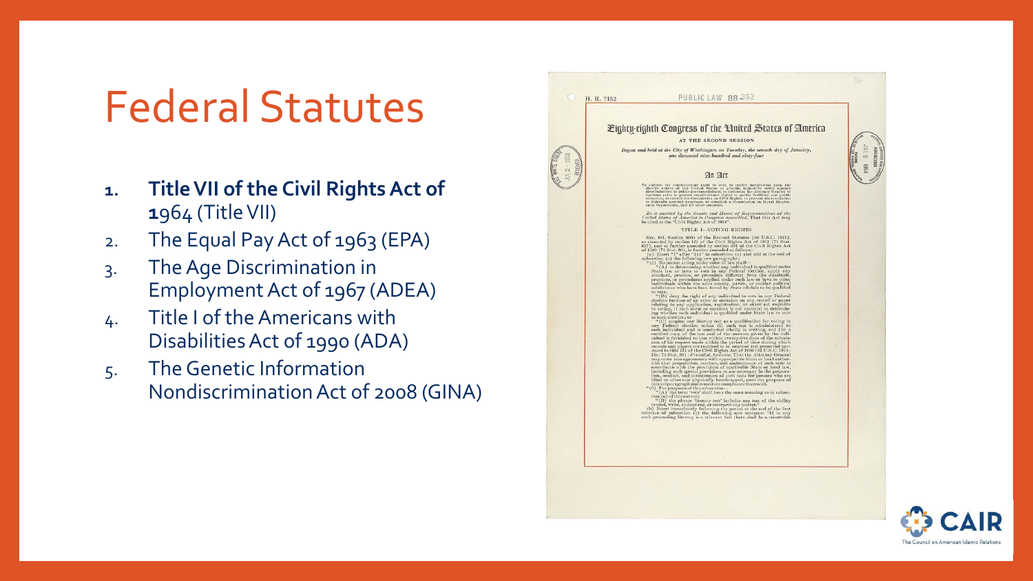# Federal Statutes

1. **Title VII of the Civil Rights Act of 1964** (Title VII)
2. The Equal Pay Act of 1963 (EPA)
3. The Age Discrimination in Employment Act of 1967 (ADEA)
4. Title I of the Americans with Disabilities Act of 1990 (ADA)
5. The Genetic Information Nondiscrimination Act of 2008 (GINA)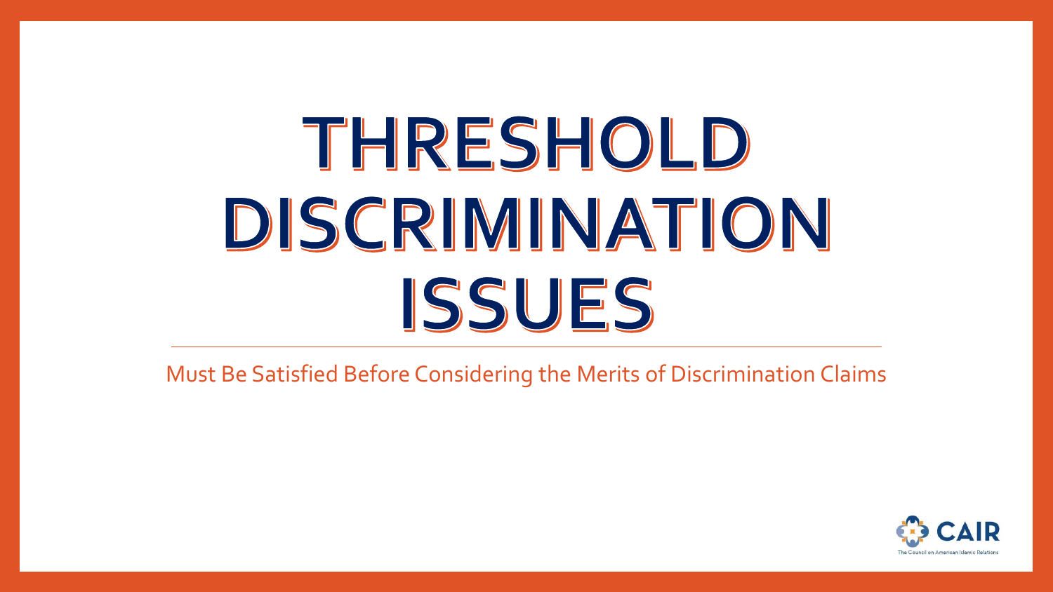# THRESHOLD DISCRIMINATION ISSUES

Must Be Satisfied Before Considering the Merits of Discrimination Claims

CAIR

The Council on American Islamic Relations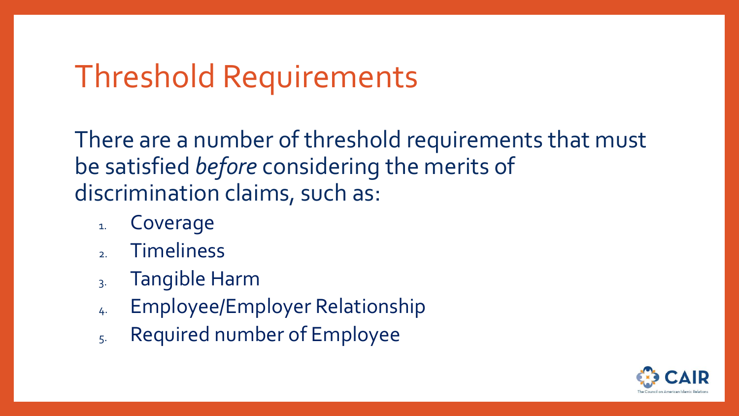# Threshold Requirements

There are a number of threshold requirements that must be satisfied *before* considering the merits of discrimination claims, such as:

1. Coverage
2. Timeliness
3. Tangible Harm
4. Employee/Employer Relationship
5. Required number of Employee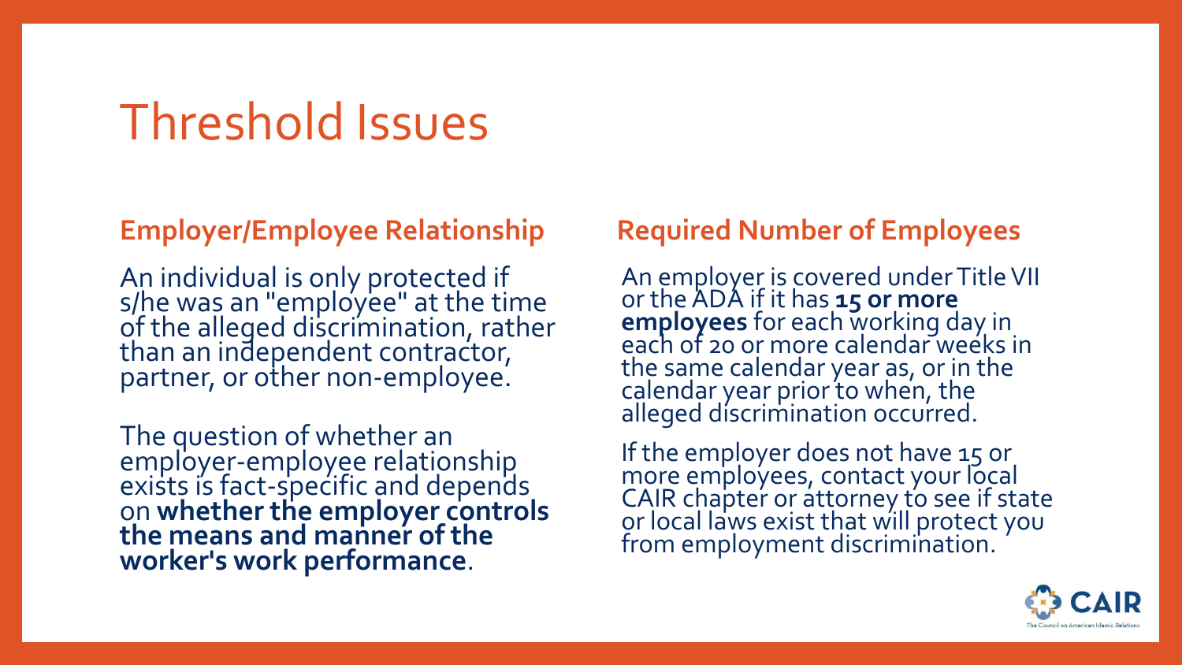# Threshold Issues

## Employer/Employee Relationship

An individual is only protected if s/he was an "employee" at the time of the alleged discrimination, rather than an independent contractor, partner, or other non-employee.

The question of whether an employer-employee relationship exists is fact-specific and depends on **whether the employer controls the means and manner of the worker's work performance**.

## Required Number of Employees

An employer is covered under Title VII or the ADA if it has **15 or more employees** for each working day in each of 20 or more calendar weeks in the same calendar year as, or in the calendar year prior to when, the alleged discrimination occurred.

If the employer does not have 15 or more employees, contact your local CAIR chapter or attorney to see if state or local laws exist that will protect you from employment discrimination.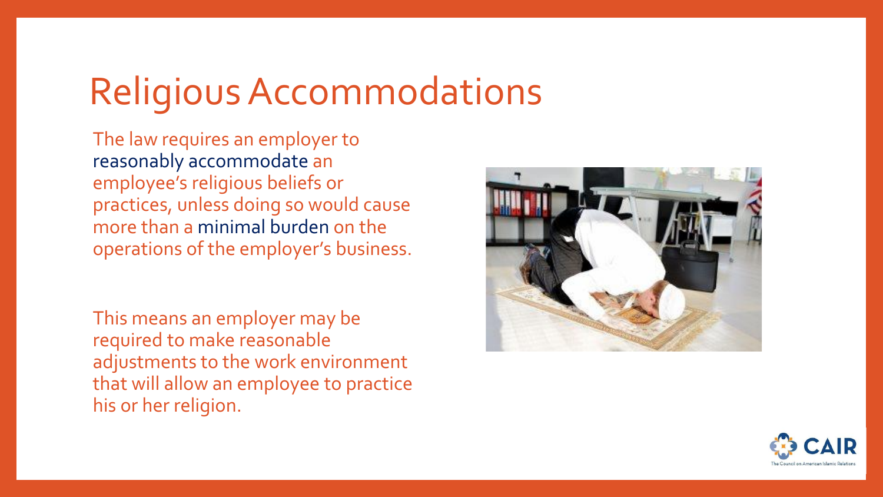# Religious Accommodations

The law requires an employer to reasonably accommodate an employee's religious beliefs or practices, unless doing so would cause more than a minimal burden on the operations of the employer's business.

This means an employer may be required to make reasonable adjustments to the work environment that will allow an employee to practice his or her religion.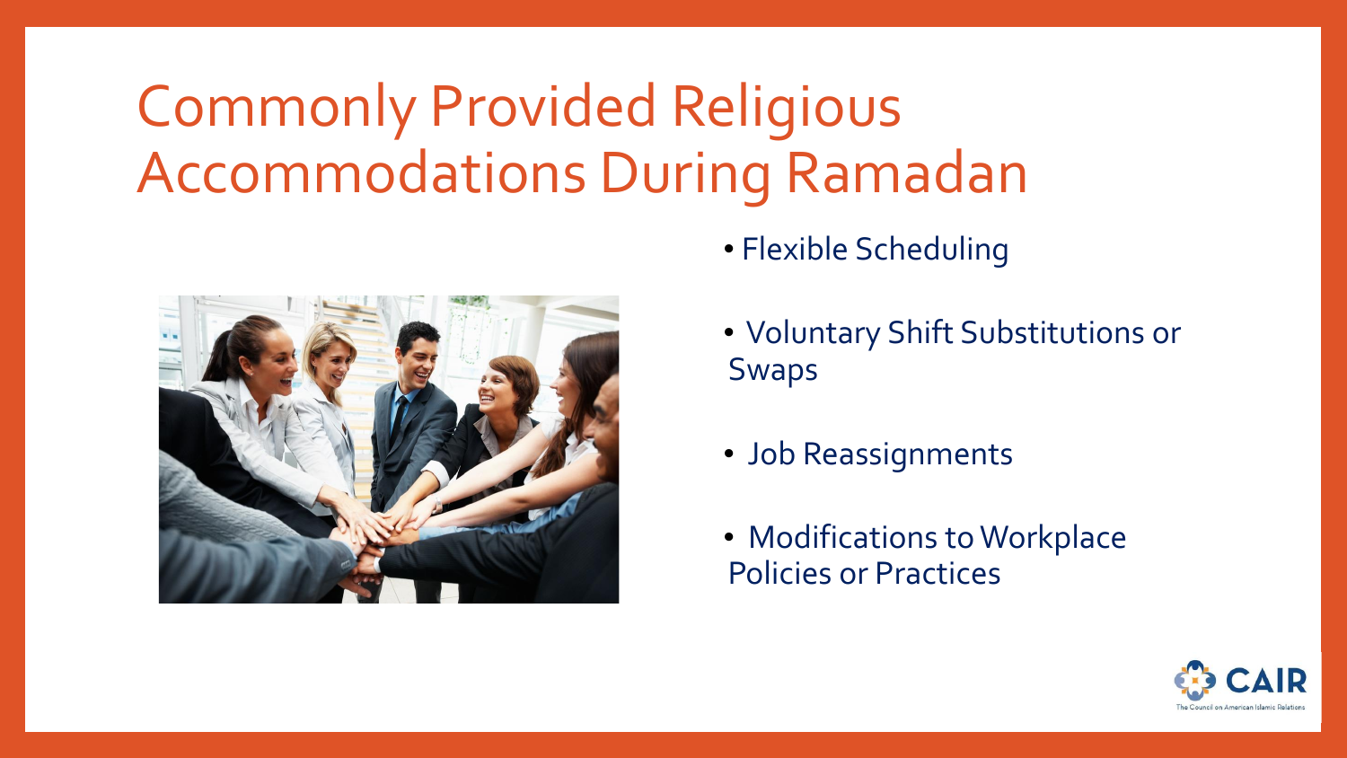# Commonly Provided Religious Accommodations During Ramadan

- Flexible Scheduling
- Voluntary Shift Substitutions or Swaps
- Job Reassignments
- Modifications to Workplace Policies or Practices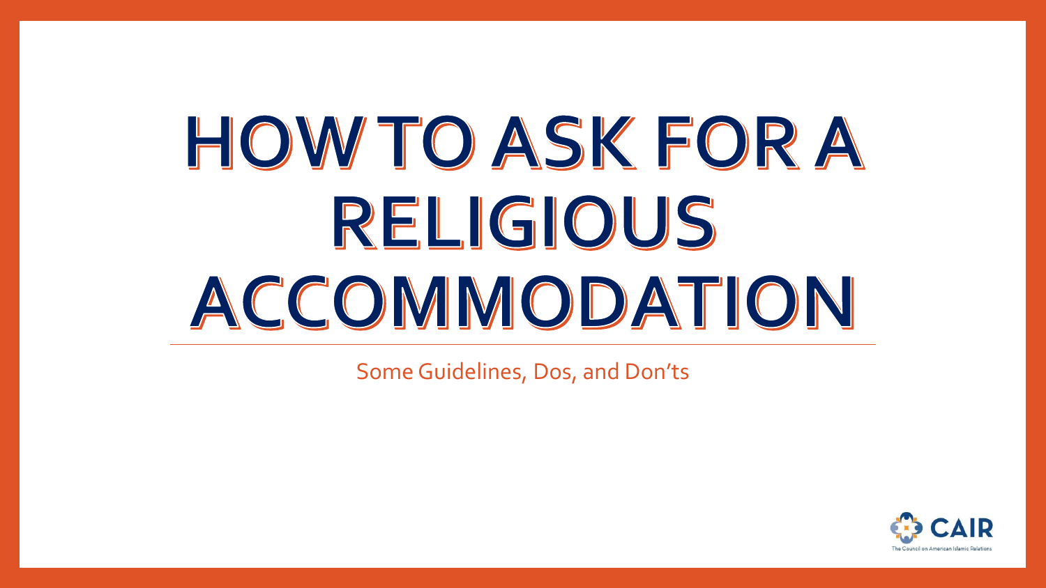# HOW TO ASK FOR A RELIGIOUS ACCOMMODATION

Some Guidelines, Dos, and Don'ts

CAIR
The Council on American Islamic Relations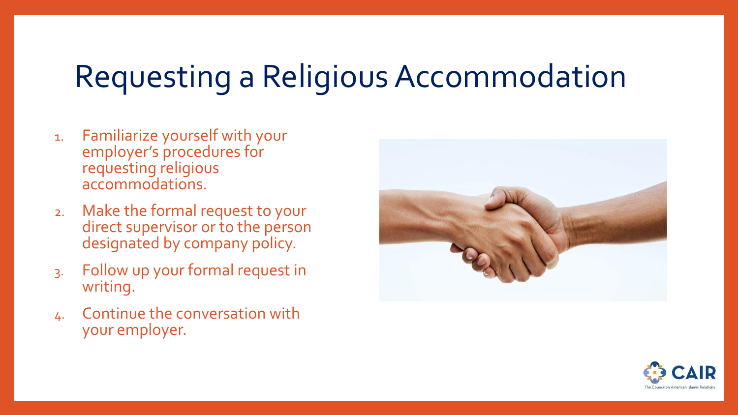# Requesting a Religious Accommodation

1. Familiarize yourself with your employer's procedures for requesting religious accommodations.
2. Make the formal request to your direct supervisor or to the person designated by company policy.
3. Follow up your formal request in writing.
4. Continue the conversation with your employer.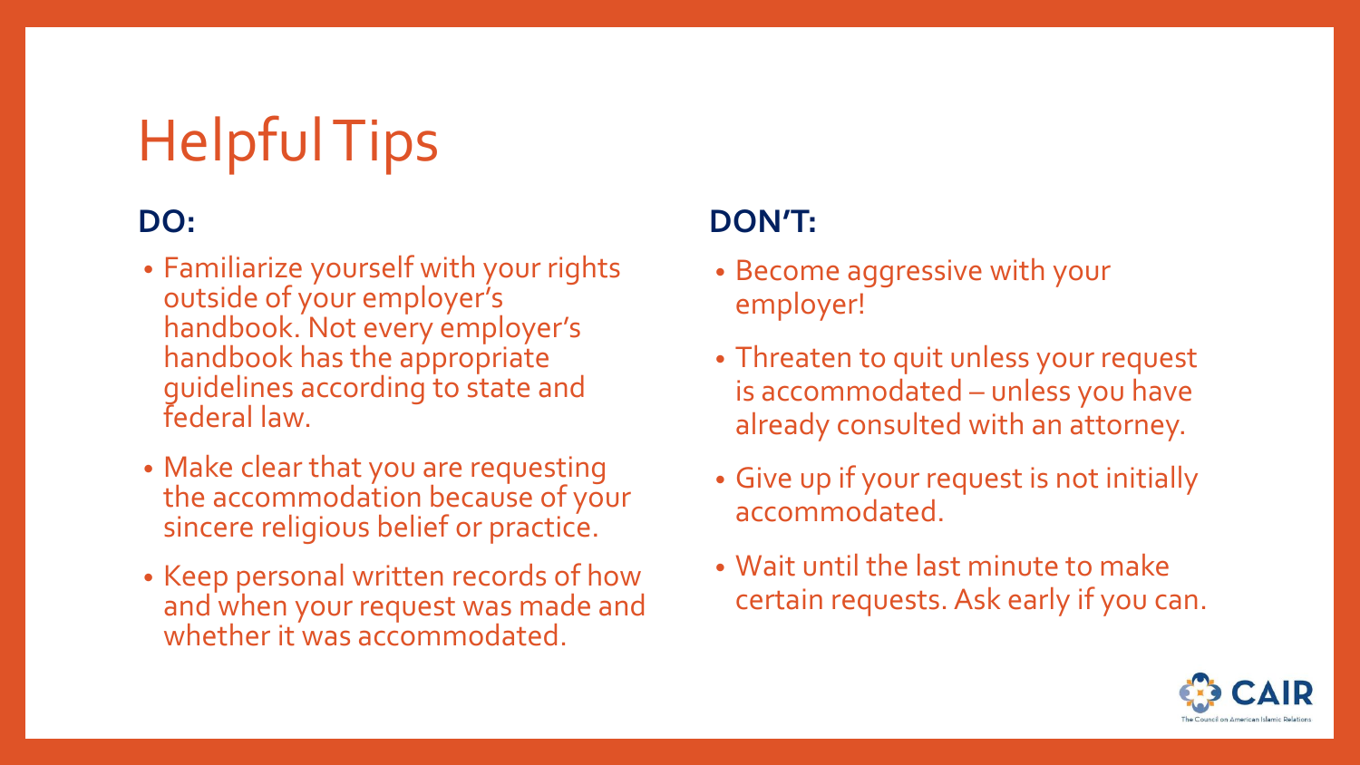# Helpful Tips

## DO:

- Familiarize yourself with your rights outside of your employer's handbook. Not every employer's handbook has the appropriate guidelines according to state and federal law.
- Make clear that you are requesting the accommodation because of your sincere religious belief or practice.
- Keep personal written records of how and when your request was made and whether it was accommodated.

## DON'T:

- Become aggressive with your employer!
- Threaten to quit unless your request is accommodated – unless you have already consulted with an attorney.
- Give up if your request is not initially accommodated.
- Wait until the last minute to make certain requests. Ask early if you can.

CAIR
The Council on American Islamic Relations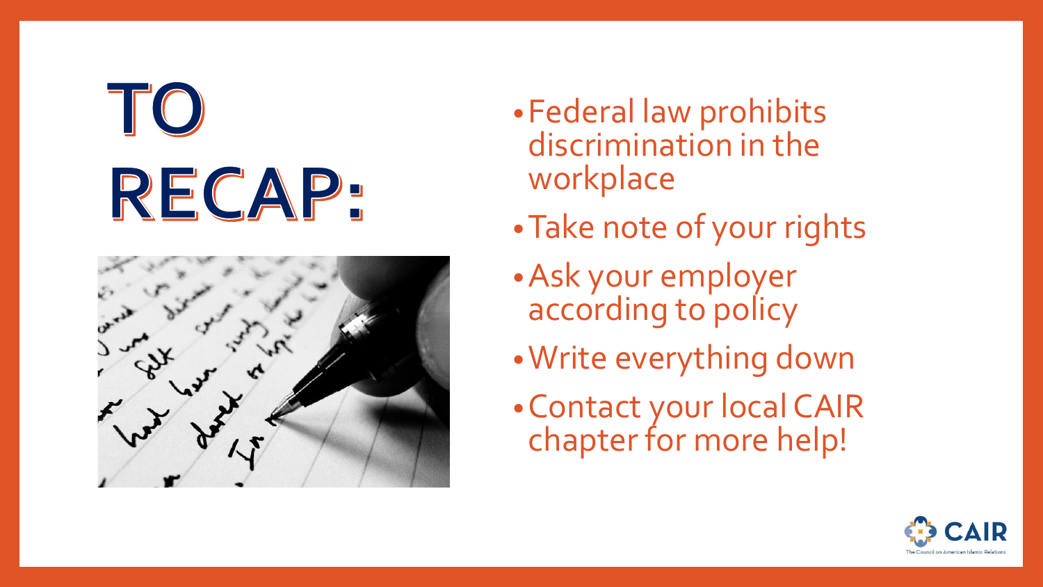# TO RECAP:

- Federal law prohibits discrimination in the workplace
- Take note of your rights
- Ask your employer according to policy
- Write everything down
- Contact your local CAIR chapter for more help!

CAIR
The Council on American Islamic Relations